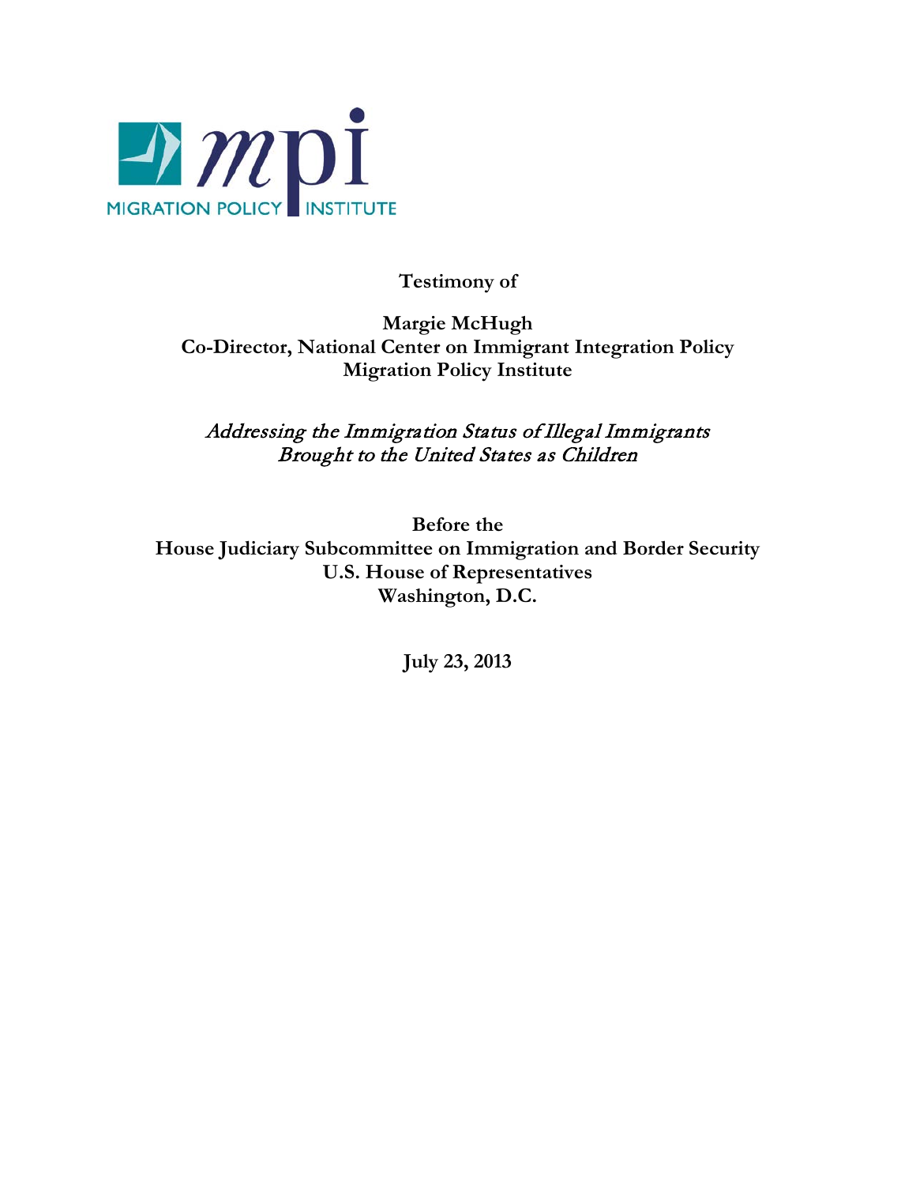MIGRATION POLICY INSTITUTE

**Testimony of**

**Margie McHugh**
**Co-Director, National Center on Immigrant Integration Policy**
**Migration Policy Institute**

*Addressing the Immigration Status of Illegal Immigrants Brought to the United States as Children*

**Before the**
**House Judiciary Subcommittee on Immigration and Border Security**
**U.S. House of Representatives**
**Washington, D.C.**

**July 23, 2013**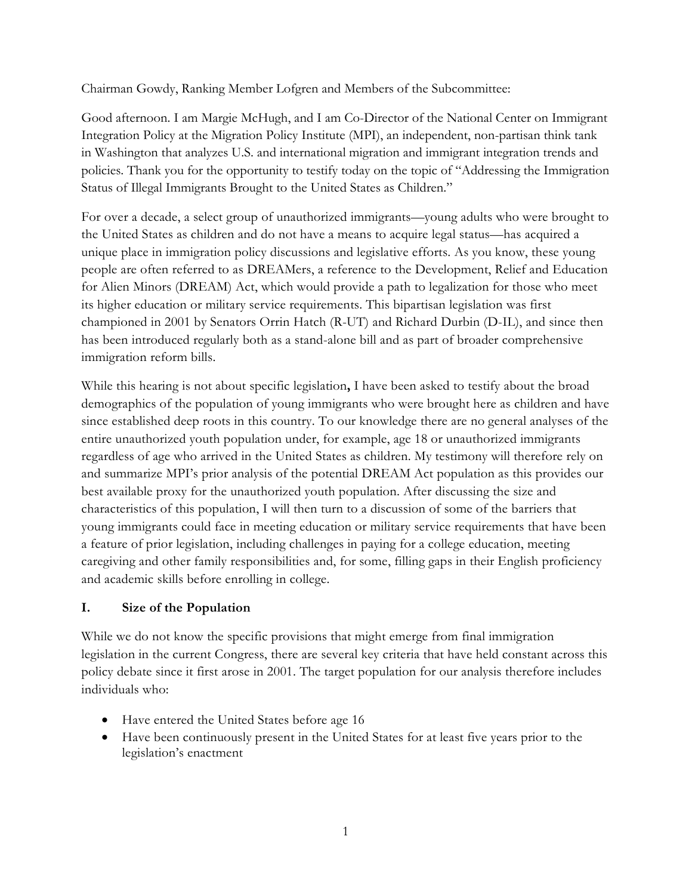Chairman Gowdy, Ranking Member Lofgren and Members of the Subcommittee:

Good afternoon. I am Margie McHugh, and I am Co-Director of the National Center on Immigrant Integration Policy at the Migration Policy Institute (MPI), an independent, non-partisan think tank in Washington that analyzes U.S. and international migration and immigrant integration trends and policies. Thank you for the opportunity to testify today on the topic of "Addressing the Immigration Status of Illegal Immigrants Brought to the United States as Children."

For over a decade, a select group of unauthorized immigrants—young adults who were brought to the United States as children and do not have a means to acquire legal status—has acquired a unique place in immigration policy discussions and legislative efforts. As you know, these young people are often referred to as DREAMers, a reference to the Development, Relief and Education for Alien Minors (DREAM) Act, which would provide a path to legalization for those who meet its higher education or military service requirements. This bipartisan legislation was first championed in 2001 by Senators Orrin Hatch (R-UT) and Richard Durbin (D-IL), and since then has been introduced regularly both as a stand-alone bill and as part of broader comprehensive immigration reform bills.

While this hearing is not about specific legislation**,** I have been asked to testify about the broad demographics of the population of young immigrants who were brought here as children and have since established deep roots in this country. To our knowledge there are no general analyses of the entire unauthorized youth population under, for example, age 18 or unauthorized immigrants regardless of age who arrived in the United States as children. My testimony will therefore rely on and summarize MPI's prior analysis of the potential DREAM Act population as this provides our best available proxy for the unauthorized youth population. After discussing the size and characteristics of this population, I will then turn to a discussion of some of the barriers that young immigrants could face in meeting education or military service requirements that have been a feature of prior legislation, including challenges in paying for a college education, meeting caregiving and other family responsibilities and, for some, filling gaps in their English proficiency and academic skills before enrolling in college.

## I. Size of the Population

While we do not know the specific provisions that might emerge from final immigration legislation in the current Congress, there are several key criteria that have held constant across this policy debate since it first arose in 2001. The target population for our analysis therefore includes individuals who:

- Have entered the United States before age 16
- Have been continuously present in the United States for at least five years prior to the legislation's enactment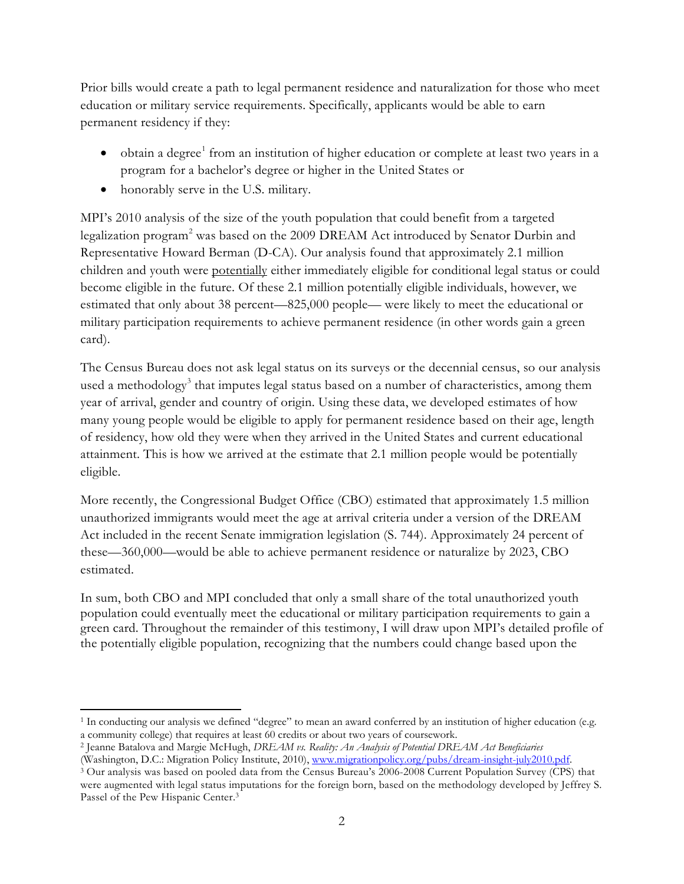Prior bills would create a path to legal permanent residence and naturalization for those who meet education or military service requirements. Specifically, applicants would be able to earn permanent residency if they:

- obtain a degree[1] from an institution of higher education or complete at least two years in a program for a bachelor's degree or higher in the United States or
- honorably serve in the U.S. military.

MPI's 2010 analysis of the size of the youth population that could benefit from a targeted legalization program[2] was based on the 2009 DREAM Act introduced by Senator Durbin and Representative Howard Berman (D-CA). Our analysis found that approximately 2.1 million children and youth were potentially either immediately eligible for conditional legal status or could become eligible in the future. Of these 2.1 million potentially eligible individuals, however, we estimated that only about 38 percent—825,000 people— were likely to meet the educational or military participation requirements to achieve permanent residence (in other words gain a green card).

The Census Bureau does not ask legal status on its surveys or the decennial census, so our analysis used a methodology[3] that imputes legal status based on a number of characteristics, among them year of arrival, gender and country of origin. Using these data, we developed estimates of how many young people would be eligible to apply for permanent residence based on their age, length of residency, how old they were when they arrived in the United States and current educational attainment. This is how we arrived at the estimate that 2.1 million people would be potentially eligible.

More recently, the Congressional Budget Office (CBO) estimated that approximately 1.5 million unauthorized immigrants would meet the age at arrival criteria under a version of the DREAM Act included in the recent Senate immigration legislation (S. 744). Approximately 24 percent of these—360,000—would be able to achieve permanent residence or naturalize by 2023, CBO estimated.

In sum, both CBO and MPI concluded that only a small share of the total unauthorized youth population could eventually meet the educational or military participation requirements to gain a green card. Throughout the remainder of this testimony, I will draw upon MPI's detailed profile of the potentially eligible population, recognizing that the numbers could change based upon the

---

[1] In conducting our analysis we defined "degree" to mean an award conferred by an institution of higher education (e.g. a community college) that requires at least 60 credits or about two years of coursework.

[2] Jeanne Batalova and Margie McHugh, *DREAM vs. Reality: An Analysis of Potential DREAM Act Beneficiaries* (Washington, D.C.: Migration Policy Institute, 2010), www.migrationpolicy.org/pubs/dream-insight-july2010.pdf.

[3] Our analysis was based on pooled data from the Census Bureau's 2006-2008 Current Population Survey (CPS) that were augmented with legal status imputations for the foreign born, based on the methodology developed by Jeffrey S. Passel of the Pew Hispanic Center.[3]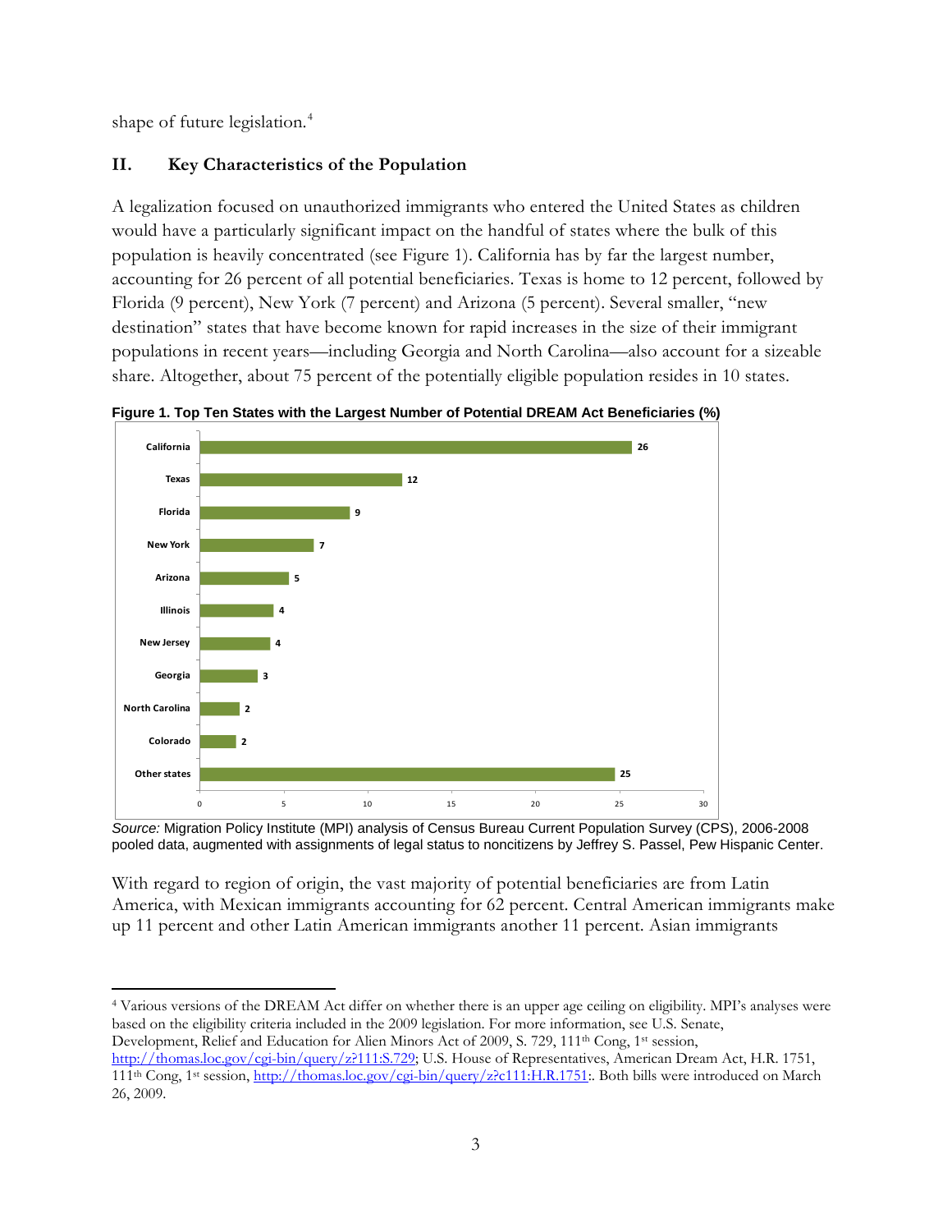shape of future legislation.[4]

## II. Key Characteristics of the Population

A legalization focused on unauthorized immigrants who entered the United States as children would have a particularly significant impact on the handful of states where the bulk of this population is heavily concentrated (see Figure 1). California has by far the largest number, accounting for 26 percent of all potential beneficiaries. Texas is home to 12 percent, followed by Florida (9 percent), New York (7 percent) and Arizona (5 percent). Several smaller, "new destination" states that have become known for rapid increases in the size of their immigrant populations in recent years—including Georgia and North Carolina—also account for a sizeable share. Altogether, about 75 percent of the potentially eligible population resides in 10 states.

**Figure 1. Top Ten States with the Largest Number of Potential DREAM Act Beneficiaries (%)**

| State | % |
|---|---|
| California | 26 |
| Texas | 12 |
| Florida | 9 |
| New York | 7 |
| Arizona | 5 |
| Illinois | 4 |
| New Jersey | 4 |
| Georgia | 3 |
| North Carolina | 2 |
| Colorado | 2 |
| Other states | 25 |

*Source:* Migration Policy Institute (MPI) analysis of Census Bureau Current Population Survey (CPS), 2006-2008 pooled data, augmented with assignments of legal status to noncitizens by Jeffrey S. Passel, Pew Hispanic Center.

With regard to region of origin, the vast majority of potential beneficiaries are from Latin America, with Mexican immigrants accounting for 62 percent. Central American immigrants make up 11 percent and other Latin American immigrants another 11 percent. Asian immigrants

---

[4] Various versions of the DREAM Act differ on whether there is an upper age ceiling on eligibility. MPI's analyses were based on the eligibility criteria included in the 2009 legislation. For more information, see U.S. Senate, Development, Relief and Education for Alien Minors Act of 2009, S. 729, 111th Cong, 1st session, http://thomas.loc.gov/cgi-bin/query/z?111:S.729; U.S. House of Representatives, American Dream Act, H.R. 1751, 111th Cong, 1st session, http://thomas.loc.gov/cgi-bin/query/z?c111:H.R.1751:. Both bills were introduced on March 26, 2009.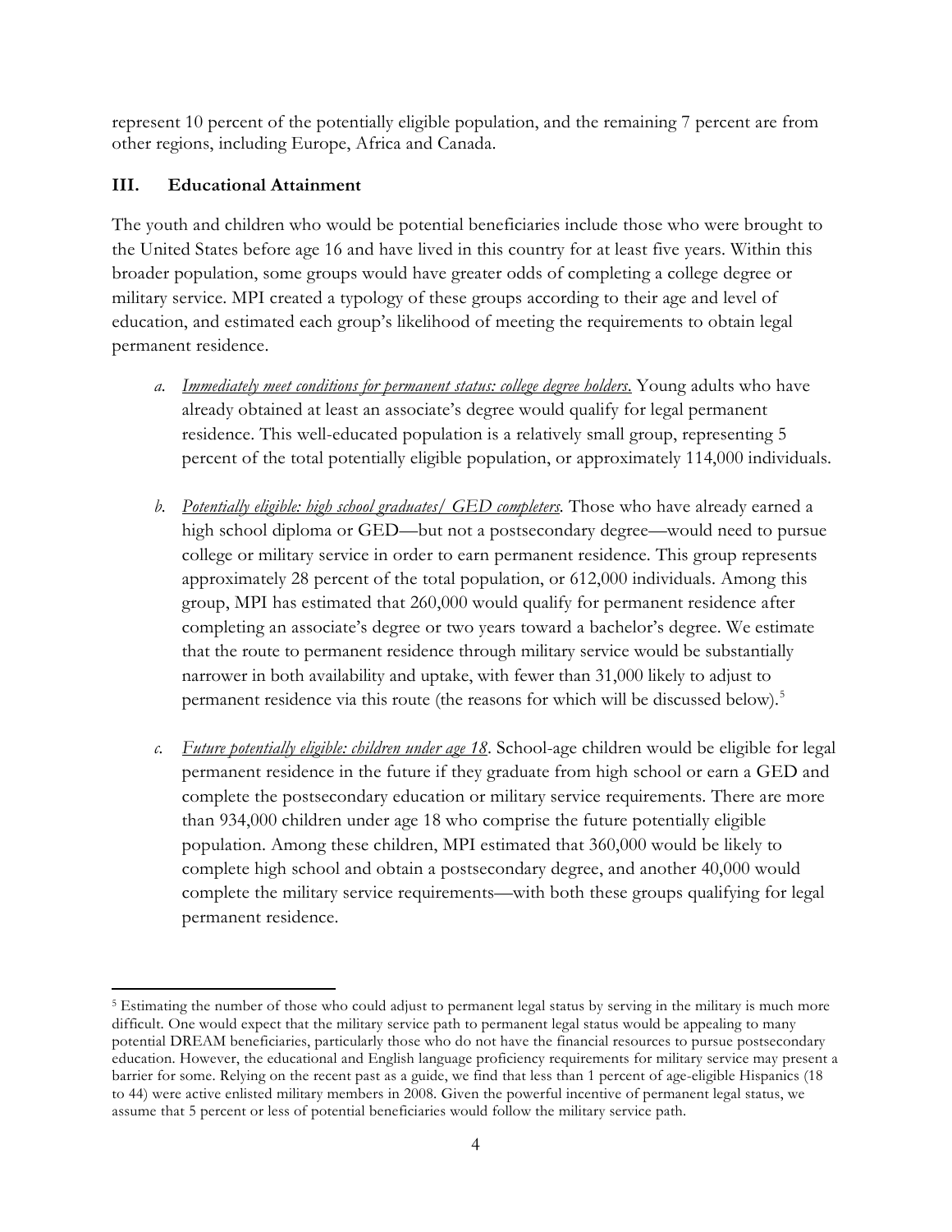represent 10 percent of the potentially eligible population, and the remaining 7 percent are from other regions, including Europe, Africa and Canada.

## III. Educational Attainment

The youth and children who would be potential beneficiaries include those who were brought to the United States before age 16 and have lived in this country for at least five years. Within this broader population, some groups would have greater odds of completing a college degree or military service. MPI created a typology of these groups according to their age and level of education, and estimated each group's likelihood of meeting the requirements to obtain legal permanent residence.

a. *Immediately meet conditions for permanent status: college degree holders.* Young adults who have already obtained at least an associate's degree would qualify for legal permanent residence. This well-educated population is a relatively small group, representing 5 percent of the total potentially eligible population, or approximately 114,000 individuals.

b. *Potentially eligible: high school graduates/ GED completers.* Those who have already earned a high school diploma or GED—but not a postsecondary degree—would need to pursue college or military service in order to earn permanent residence. This group represents approximately 28 percent of the total population, or 612,000 individuals. Among this group, MPI has estimated that 260,000 would qualify for permanent residence after completing an associate's degree or two years toward a bachelor's degree. We estimate that the route to permanent residence through military service would be substantially narrower in both availability and uptake, with fewer than 31,000 likely to adjust to permanent residence via this route (the reasons for which will be discussed below).[5]

c. *Future potentially eligible: children under age 18*. School-age children would be eligible for legal permanent residence in the future if they graduate from high school or earn a GED and complete the postsecondary education or military service requirements. There are more than 934,000 children under age 18 who comprise the future potentially eligible population. Among these children, MPI estimated that 360,000 would be likely to complete high school and obtain a postsecondary degree, and another 40,000 would complete the military service requirements—with both these groups qualifying for legal permanent residence.

---

[5] Estimating the number of those who could adjust to permanent legal status by serving in the military is much more difficult. One would expect that the military service path to permanent legal status would be appealing to many potential DREAM beneficiaries, particularly those who do not have the financial resources to pursue postsecondary education. However, the educational and English language proficiency requirements for military service may present a barrier for some. Relying on the recent past as a guide, we find that less than 1 percent of age-eligible Hispanics (18 to 44) were active enlisted military members in 2008. Given the powerful incentive of permanent legal status, we assume that 5 percent or less of potential beneficiaries would follow the military service path.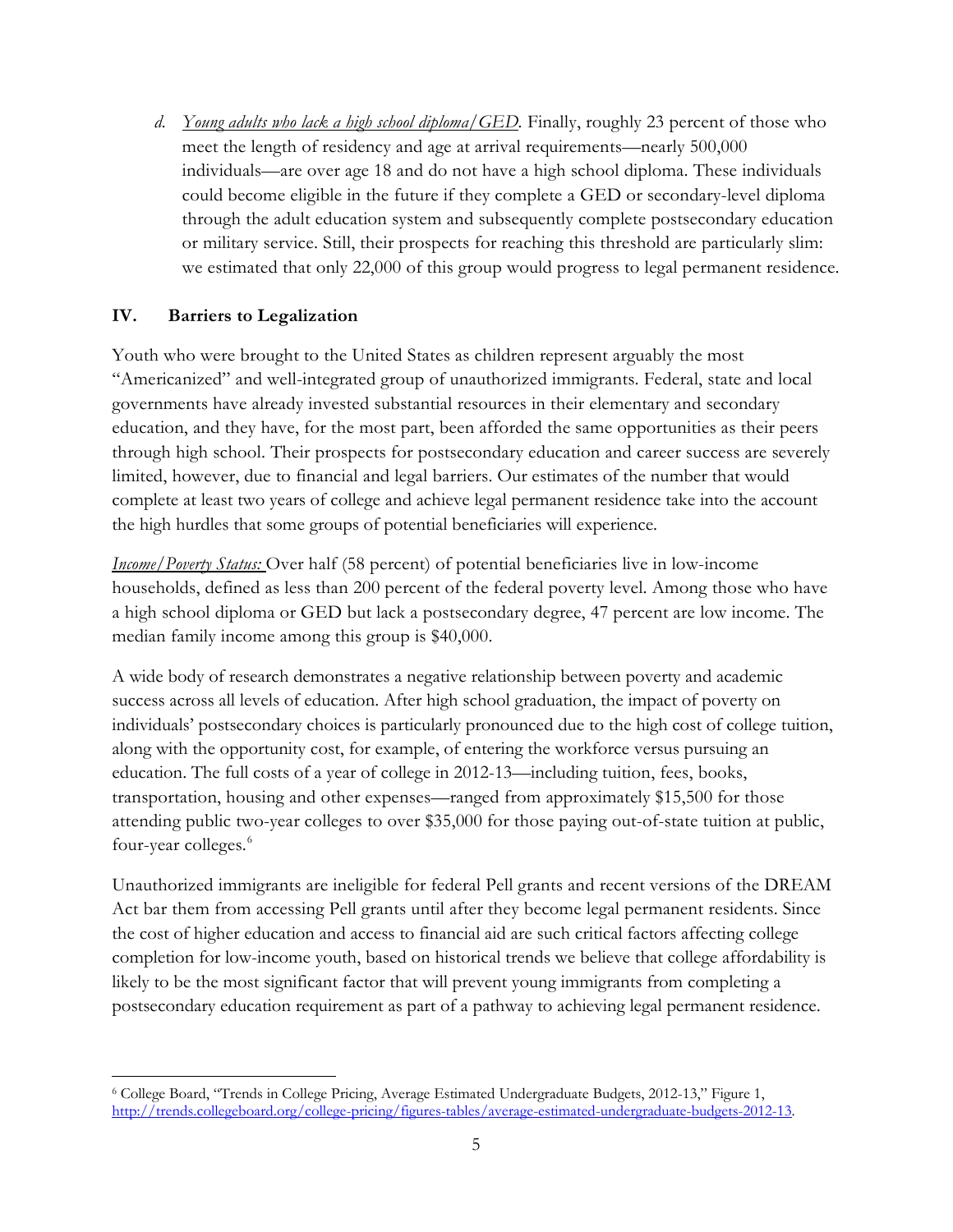d. *Young adults who lack a high school diploma/GED*. Finally, roughly 23 percent of those who meet the length of residency and age at arrival requirements—nearly 500,000 individuals—are over age 18 and do not have a high school diploma. These individuals could become eligible in the future if they complete a GED or secondary-level diploma through the adult education system and subsequently complete postsecondary education or military service. Still, their prospects for reaching this threshold are particularly slim: we estimated that only 22,000 of this group would progress to legal permanent residence.

## IV. Barriers to Legalization

Youth who were brought to the United States as children represent arguably the most "Americanized" and well-integrated group of unauthorized immigrants. Federal, state and local governments have already invested substantial resources in their elementary and secondary education, and they have, for the most part, been afforded the same opportunities as their peers through high school. Their prospects for postsecondary education and career success are severely limited, however, due to financial and legal barriers. Our estimates of the number that would complete at least two years of college and achieve legal permanent residence take into the account the high hurdles that some groups of potential beneficiaries will experience.

*Income/Poverty Status:* Over half (58 percent) of potential beneficiaries live in low-income households, defined as less than 200 percent of the federal poverty level. Among those who have a high school diploma or GED but lack a postsecondary degree, 47 percent are low income. The median family income among this group is $40,000.

A wide body of research demonstrates a negative relationship between poverty and academic success across all levels of education. After high school graduation, the impact of poverty on individuals' postsecondary choices is particularly pronounced due to the high cost of college tuition, along with the opportunity cost, for example, of entering the workforce versus pursuing an education. The full costs of a year of college in 2012-13—including tuition, fees, books, transportation, housing and other expenses—ranged from approximately $15,500 for those attending public two-year colleges to over $35,000 for those paying out-of-state tuition at public, four-year colleges.[6]

Unauthorized immigrants are ineligible for federal Pell grants and recent versions of the DREAM Act bar them from accessing Pell grants until after they become legal permanent residents. Since the cost of higher education and access to financial aid are such critical factors affecting college completion for low-income youth, based on historical trends we believe that college affordability is likely to be the most significant factor that will prevent young immigrants from completing a postsecondary education requirement as part of a pathway to achieving legal permanent residence.

---

[6] College Board, "Trends in College Pricing, Average Estimated Undergraduate Budgets, 2012-13," Figure 1, http://trends.collegeboard.org/college-pricing/figures-tables/average-estimated-undergraduate-budgets-2012-13.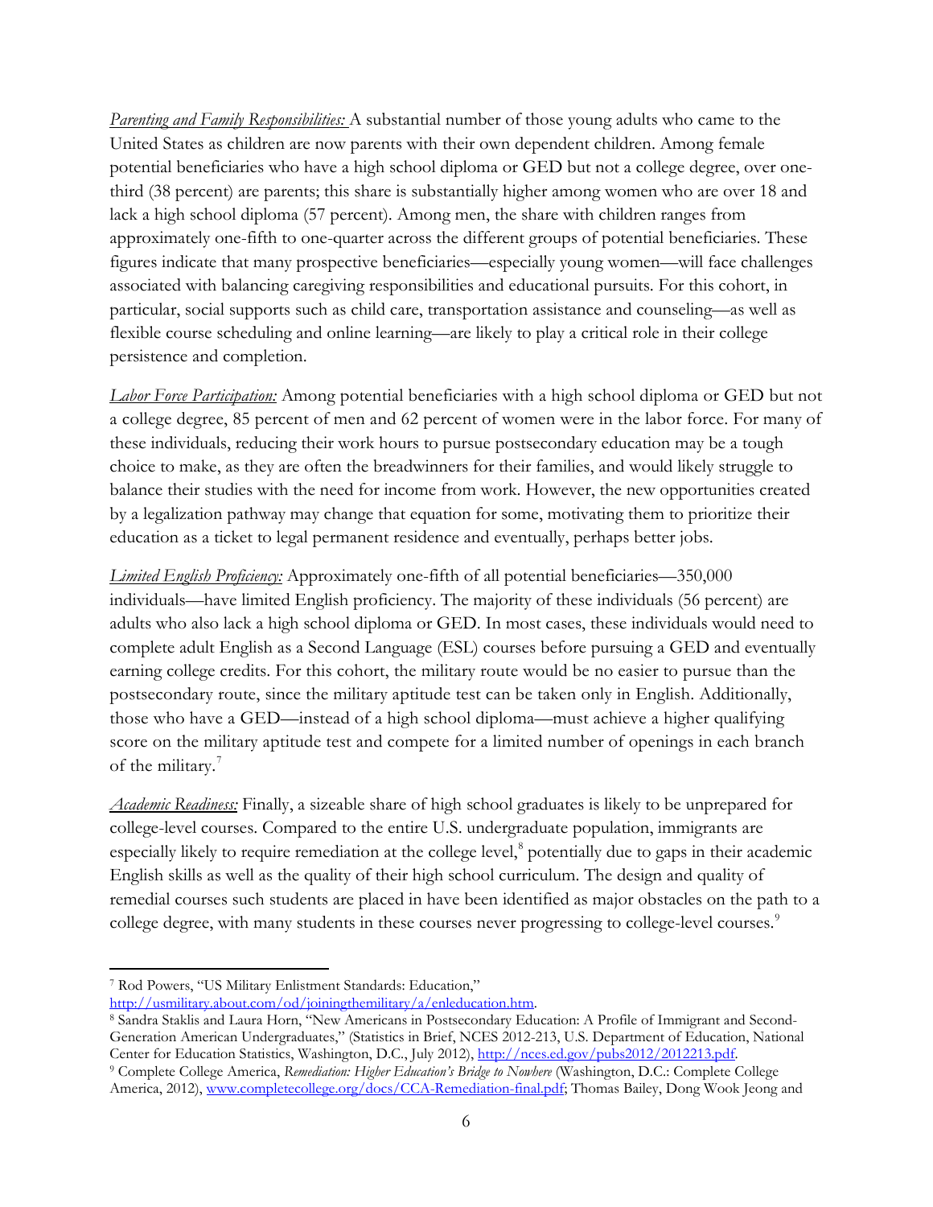*Parenting and Family Responsibilities:* A substantial number of those young adults who came to the United States as children are now parents with their own dependent children. Among female potential beneficiaries who have a high school diploma or GED but not a college degree, over one-third (38 percent) are parents; this share is substantially higher among women who are over 18 and lack a high school diploma (57 percent). Among men, the share with children ranges from approximately one-fifth to one-quarter across the different groups of potential beneficiaries. These figures indicate that many prospective beneficiaries—especially young women—will face challenges associated with balancing caregiving responsibilities and educational pursuits. For this cohort, in particular, social supports such as child care, transportation assistance and counseling—as well as flexible course scheduling and online learning—are likely to play a critical role in their college persistence and completion.

*Labor Force Participation:* Among potential beneficiaries with a high school diploma or GED but not a college degree, 85 percent of men and 62 percent of women were in the labor force. For many of these individuals, reducing their work hours to pursue postsecondary education may be a tough choice to make, as they are often the breadwinners for their families, and would likely struggle to balance their studies with the need for income from work. However, the new opportunities created by a legalization pathway may change that equation for some, motivating them to prioritize their education as a ticket to legal permanent residence and eventually, perhaps better jobs.

*Limited English Proficiency:* Approximately one-fifth of all potential beneficiaries—350,000 individuals—have limited English proficiency. The majority of these individuals (56 percent) are adults who also lack a high school diploma or GED. In most cases, these individuals would need to complete adult English as a Second Language (ESL) courses before pursuing a GED and eventually earning college credits. For this cohort, the military route would be no easier to pursue than the postsecondary route, since the military aptitude test can be taken only in English. Additionally, those who have a GED—instead of a high school diploma—must achieve a higher qualifying score on the military aptitude test and compete for a limited number of openings in each branch of the military.[7]

*Academic Readiness:* Finally, a sizeable share of high school graduates is likely to be unprepared for college-level courses. Compared to the entire U.S. undergraduate population, immigrants are especially likely to require remediation at the college level,[8] potentially due to gaps in their academic English skills as well as the quality of their high school curriculum. The design and quality of remedial courses such students are placed in have been identified as major obstacles on the path to a college degree, with many students in these courses never progressing to college-level courses.[9]

---

[7] Rod Powers, "US Military Enlistment Standards: Education," http://usmilitary.about.com/od/joiningthemilitary/a/enleducation.htm.

[8] Sandra Staklis and Laura Horn, "New Americans in Postsecondary Education: A Profile of Immigrant and Second-Generation American Undergraduates," (Statistics in Brief, NCES 2012-213, U.S. Department of Education, National Center for Education Statistics, Washington, D.C., July 2012), http://nces.ed.gov/pubs2012/2012213.pdf.

[9] Complete College America, *Remediation: Higher Education's Bridge to Nowhere* (Washington, D.C.: Complete College America, 2012), www.completecollege.org/docs/CCA-Remediation-final.pdf; Thomas Bailey, Dong Wook Jeong and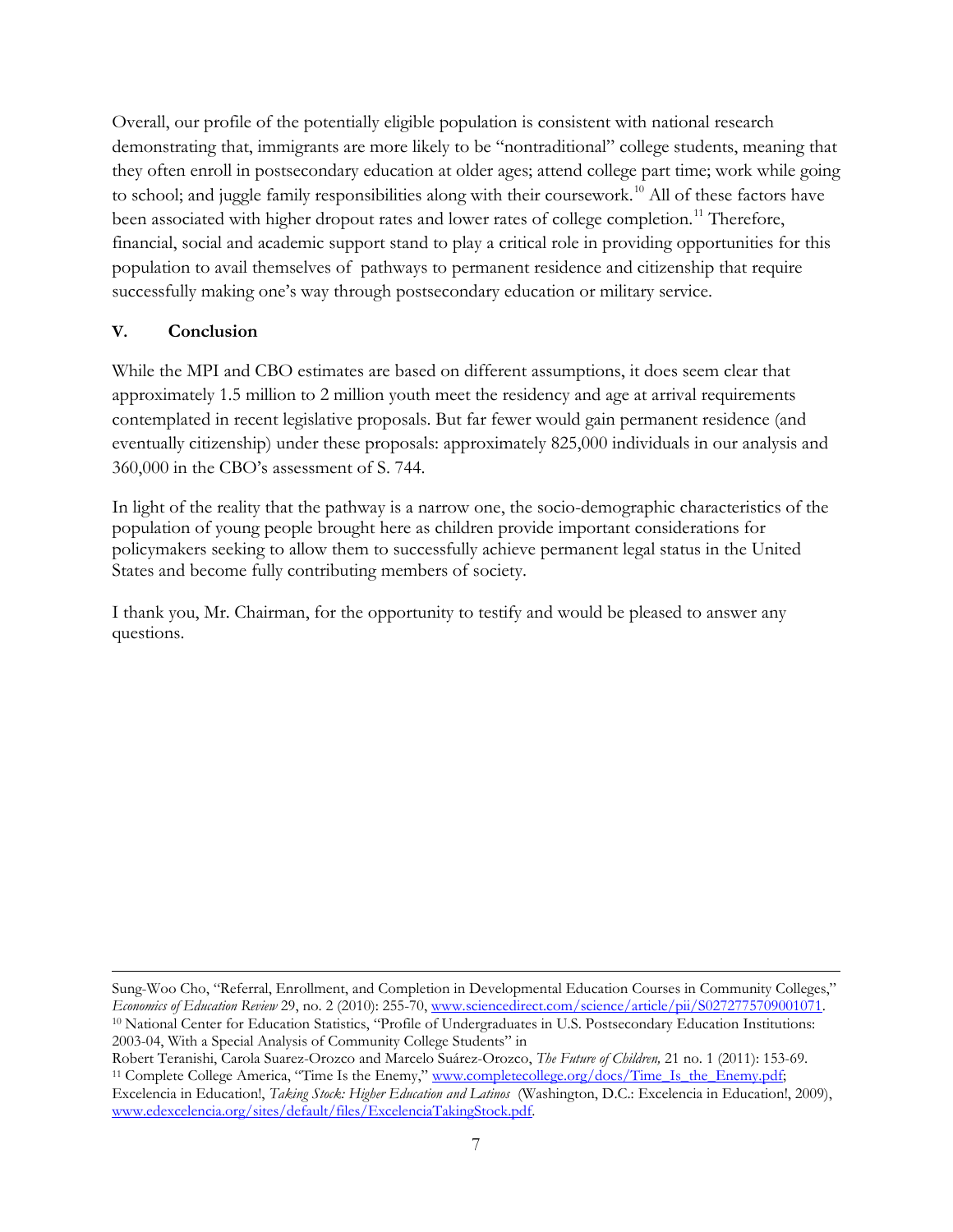Overall, our profile of the potentially eligible population is consistent with national research demonstrating that, immigrants are more likely to be "nontraditional" college students, meaning that they often enroll in postsecondary education at older ages; attend college part time; work while going to school; and juggle family responsibilities along with their coursework.[10] All of these factors have been associated with higher dropout rates and lower rates of college completion.[11] Therefore, financial, social and academic support stand to play a critical role in providing opportunities for this population to avail themselves of pathways to permanent residence and citizenship that require successfully making one's way through postsecondary education or military service.

## V. Conclusion

While the MPI and CBO estimates are based on different assumptions, it does seem clear that approximately 1.5 million to 2 million youth meet the residency and age at arrival requirements contemplated in recent legislative proposals. But far fewer would gain permanent residence (and eventually citizenship) under these proposals: approximately 825,000 individuals in our analysis and 360,000 in the CBO's assessment of S. 744.

In light of the reality that the pathway is a narrow one, the socio-demographic characteristics of the population of young people brought here as children provide important considerations for policymakers seeking to allow them to successfully achieve permanent legal status in the United States and become fully contributing members of society.

I thank you, Mr. Chairman, for the opportunity to testify and would be pleased to answer any questions.

---

Sung-Woo Cho, "Referral, Enrollment, and Completion in Developmental Education Courses in Community Colleges," *Economics of Education Review* 29, no. 2 (2010): 255-70, www.sciencedirect.com/science/article/pii/S0272775709001071.

[10] National Center for Education Statistics, "Profile of Undergraduates in U.S. Postsecondary Education Institutions: 2003-04, With a Special Analysis of Community College Students" in
Robert Teranishi, Carola Suarez-Orozco and Marcelo Suárez-Orozco, *The Future of Children,* 21 no. 1 (2011): 153-69.

[11] Complete College America, "Time Is the Enemy," www.completecollege.org/docs/Time_Is_the_Enemy.pdf; Excelencia in Education!, *Taking Stock: Higher Education and Latinos* (Washington, D.C.: Excelencia in Education!, 2009), www.edexcelencia.org/sites/default/files/ExcelenciaTakingStock.pdf.